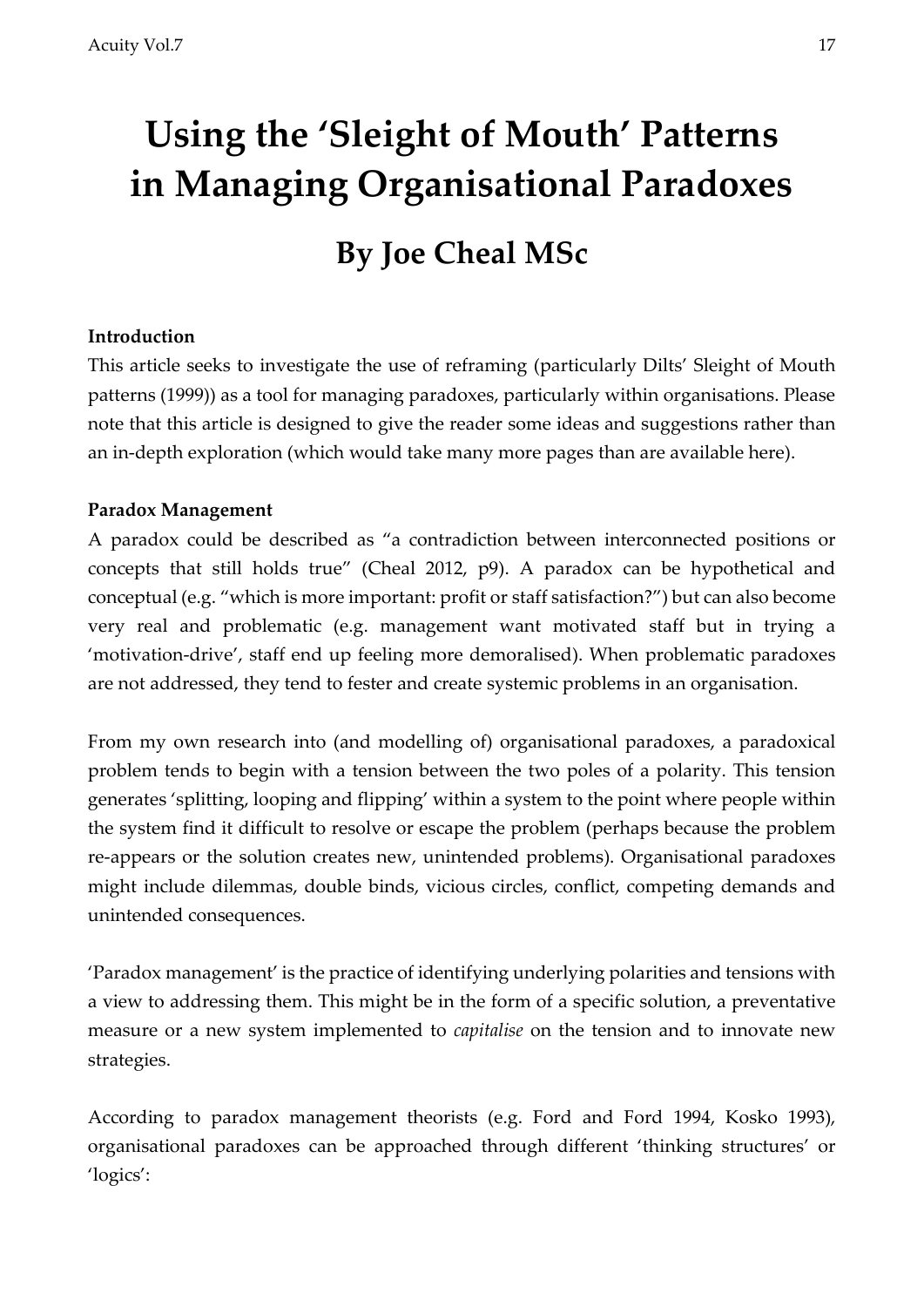# Using the 'Sleight of Mouth' Patterns in Managing Organisational Paradoxes

## By Joe Cheal MSc

**Introduction**

This article seeks to investigate the use of reframing (particularly Dilts' Sleight of Mouth patterns (1999)) as a tool for managing paradoxes, particularly within organisations. Please note that this article is designed to give the reader some ideas and suggestions rather than an in-depth exploration (which would take many more pages than are available here).

**Paradox Management**

A paradox could be described as "a contradiction between interconnected positions or concepts that still holds true" (Cheal 2012, p9). A paradox can be hypothetical and conceptual (e.g. "which is more important: profit or staff satisfaction?") but can also become very real and problematic (e.g. management want motivated staff but in trying a 'motivation-drive', staff end up feeling more demoralised). When problematic paradoxes are not addressed, they tend to fester and create systemic problems in an organisation.

From my own research into (and modelling of) organisational paradoxes, a paradoxical problem tends to begin with a tension between the two poles of a polarity. This tension generates 'splitting, looping and flipping' within a system to the point where people within the system find it difficult to resolve or escape the problem (perhaps because the problem re-appears or the solution creates new, unintended problems). Organisational paradoxes might include dilemmas, double binds, vicious circles, conflict, competing demands and unintended consequences.

'Paradox management' is the practice of identifying underlying polarities and tensions with a view to addressing them. This might be in the form of a specific solution, a preventative measure or a new system implemented to *capitalise* on the tension and to innovate new strategies.

According to paradox management theorists (e.g. Ford and Ford 1994, Kosko 1993), organisational paradoxes can be approached through different 'thinking structures' or 'logics':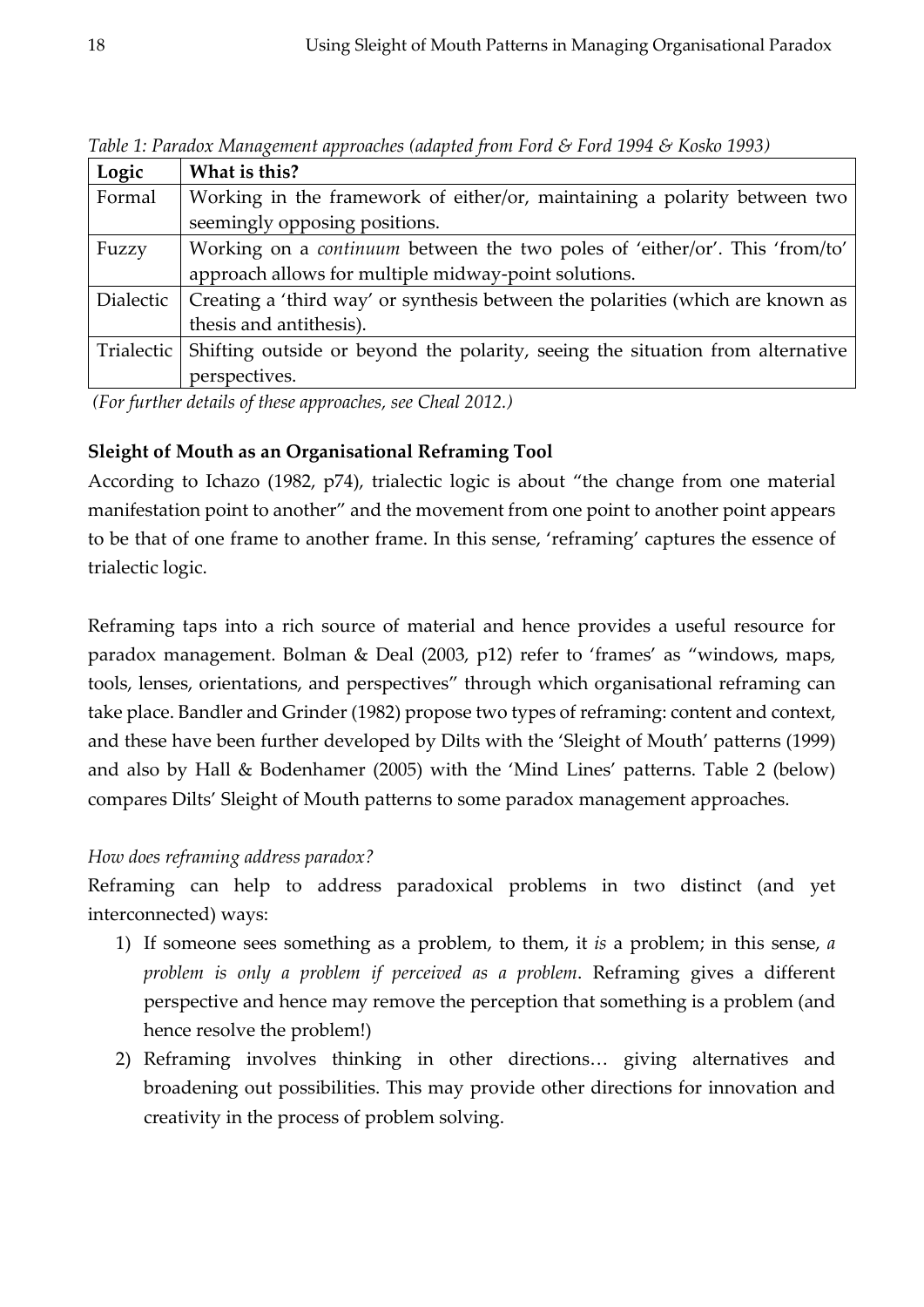*Table 1: Paradox Management approaches (adapted from Ford & Ford 1994 & Kosko 1993)*

| Logic | What is this? |
| --- | --- |
| Formal | Working in the framework of either/or, maintaining a polarity between two seemingly opposing positions. |
| Fuzzy | Working on a *continuum* between the two poles of 'either/or'. This 'from/to' approach allows for multiple midway-point solutions. |
| Dialectic | Creating a 'third way' or synthesis between the polarities (which are known as thesis and antithesis). |
| Trialectic | Shifting outside or beyond the polarity, seeing the situation from alternative perspectives. |

*(For further details of these approaches, see Cheal 2012.)*

**Sleight of Mouth as an Organisational Reframing Tool**

According to Ichazo (1982, p74), trialectic logic is about "the change from one material manifestation point to another" and the movement from one point to another point appears to be that of one frame to another frame. In this sense, 'reframing' captures the essence of trialectic logic.

Reframing taps into a rich source of material and hence provides a useful resource for paradox management. Bolman & Deal (2003, p12) refer to 'frames' as "windows, maps, tools, lenses, orientations, and perspectives" through which organisational reframing can take place. Bandler and Grinder (1982) propose two types of reframing: content and context, and these have been further developed by Dilts with the 'Sleight of Mouth' patterns (1999) and also by Hall & Bodenhamer (2005) with the 'Mind Lines' patterns. Table 2 (below) compares Dilts' Sleight of Mouth patterns to some paradox management approaches.

*How does reframing address paradox?*

Reframing can help to address paradoxical problems in two distinct (and yet interconnected) ways:

1) If someone sees something as a problem, to them, it *is* a problem; in this sense, *a problem is only a problem if perceived as a problem*. Reframing gives a different perspective and hence may remove the perception that something is a problem (and hence resolve the problem!)
2) Reframing involves thinking in other directions… giving alternatives and broadening out possibilities. This may provide other directions for innovation and creativity in the process of problem solving.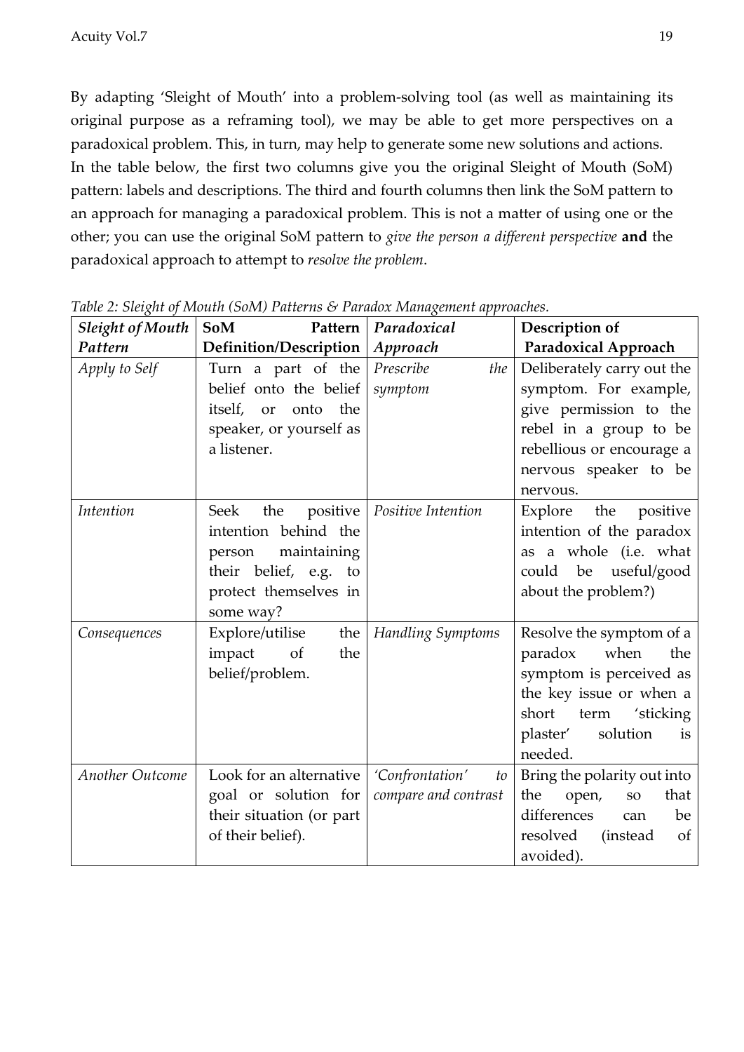By adapting 'Sleight of Mouth' into a problem-solving tool (as well as maintaining its original purpose as a reframing tool), we may be able to get more perspectives on a paradoxical problem. This, in turn, may help to generate some new solutions and actions.
In the table below, the first two columns give you the original Sleight of Mouth (SoM) pattern: labels and descriptions. The third and fourth columns then link the SoM pattern to an approach for managing a paradoxical problem. This is not a matter of using one or the other; you can use the original SoM pattern to *give the person a different perspective* **and** the paradoxical approach to attempt to *resolve the problem*.

*Table 2: Sleight of Mouth (SoM) Patterns & Paradox Management approaches.*

| *Sleight of Mouth Pattern* | **SoM Pattern Definition/Description** | *Paradoxical Approach* | **Description of Paradoxical Approach** |
|---|---|---|---|
| *Apply to Self* | Turn a part of the belief onto the belief itself, or onto the speaker, or yourself as a listener. | *Prescribe the symptom* | Deliberately carry out the symptom. For example, give permission to the rebel in a group to be rebellious or encourage a nervous speaker to be nervous. |
| *Intention* | Seek the positive intention behind the person maintaining their belief, e.g. to protect themselves in some way? | *Positive Intention* | Explore the positive intention of the paradox as a whole (i.e. what could be useful/good about the problem?) |
| *Consequences* | Explore/utilise the impact of the belief/problem. | *Handling Symptoms* | Resolve the symptom of a paradox when the symptom is perceived as the key issue or when a short term 'sticking plaster' solution is needed. |
| *Another Outcome* | Look for an alternative goal or solution for their situation (or part of their belief). | *'Confrontation' to compare and contrast* | Bring the polarity out into the open, so that differences can be resolved (instead of avoided). |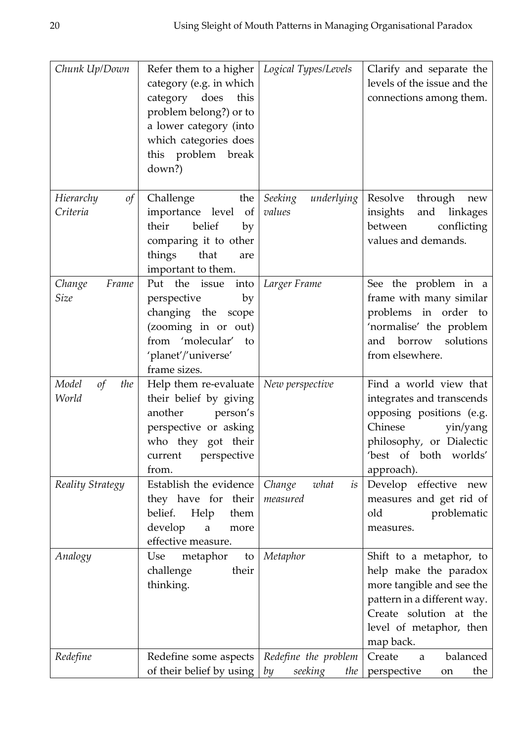| | | | |
|---|---|---|---|
| *Chunk Up/Down* | Refer them to a higher category (e.g. in which category does this problem belong?) or to a lower category (into which categories does this problem break down?) | *Logical Types/Levels* | Clarify and separate the levels of the issue and the connections among them. |
| *Hierarchy of Criteria* | Challenge the importance level of their belief by comparing it to other things that are important to them. | *Seeking underlying values* | Resolve through new insights and linkages between conflicting values and demands. |
| *Change Frame Size* | Put the issue into perspective by changing the scope (zooming in or out) from 'molecular' to 'planet'/'universe' frame sizes. | *Larger Frame* | See the problem in a frame with many similar problems in order to 'normalise' the problem and borrow solutions from elsewhere. |
| *Model of the World* | Help them re-evaluate their belief by giving another person's perspective or asking who they got their current perspective from. | *New perspective* | Find a world view that integrates and transcends opposing positions (e.g. Chinese yin/yang philosophy, or Dialectic 'best of both worlds' approach). |
| *Reality Strategy* | Establish the evidence they have for their belief. Help them develop a more effective measure. | *Change what is measured* | Develop effective new measures and get rid of old problematic measures. |
| *Analogy* | Use metaphor to challenge their thinking. | *Metaphor* | Shift to a metaphor, to help make the paradox more tangible and see the pattern in a different way. Create solution at the level of metaphor, then map back. |
| *Redefine* | Redefine some aspects of their belief by using | *Redefine the problem by seeking the* | Create a balanced perspective on the |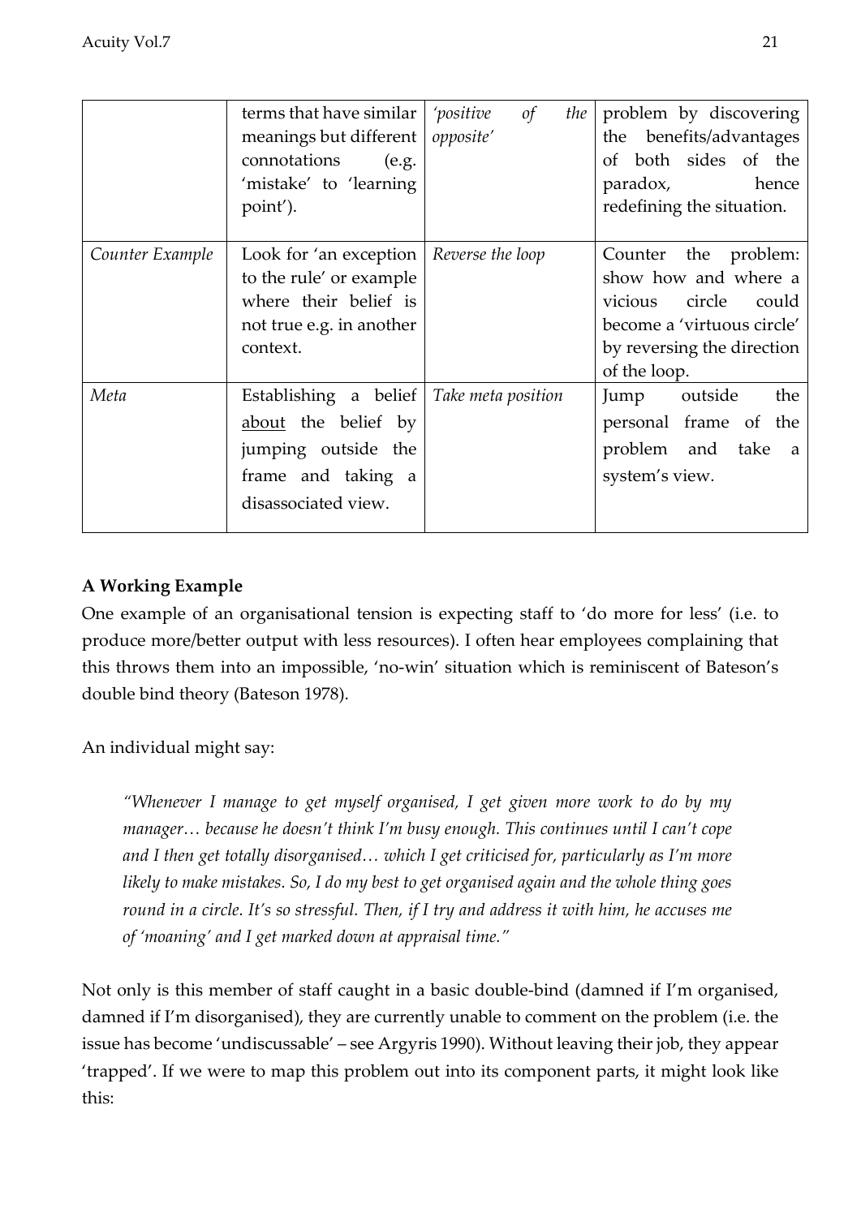| | terms that have similar meanings but different connotations (e.g. 'mistake' to 'learning point'). | *'positive of the opposite'* | problem by discovering the benefits/advantages of both sides of the paradox, hence redefining the situation. |
|---|---|---|---|
| *Counter Example* | Look for 'an exception to the rule' or example where their belief is not true e.g. in another context. | *Reverse the loop* | Counter the problem: show how and where a vicious circle could become a 'virtuous circle' by reversing the direction of the loop. |
| *Meta* | Establishing a belief <u>about</u> the belief by jumping outside the frame and taking a disassociated view. | *Take meta position* | Jump outside the personal frame of the problem and take a system's view. |

**A Working Example**

One example of an organisational tension is expecting staff to 'do more for less' (i.e. to produce more/better output with less resources). I often hear employees complaining that this throws them into an impossible, 'no-win' situation which is reminiscent of Bateson's double bind theory (Bateson 1978).

An individual might say:

> *"Whenever I manage to get myself organised, I get given more work to do by my manager… because he doesn't think I'm busy enough. This continues until I can't cope and I then get totally disorganised… which I get criticised for, particularly as I'm more likely to make mistakes. So, I do my best to get organised again and the whole thing goes round in a circle. It's so stressful. Then, if I try and address it with him, he accuses me of 'moaning' and I get marked down at appraisal time."*

Not only is this member of staff caught in a basic double-bind (damned if I'm organised, damned if I'm disorganised), they are currently unable to comment on the problem (i.e. the issue has become 'undiscussable' – see Argyris 1990). Without leaving their job, they appear 'trapped'. If we were to map this problem out into its component parts, it might look like this: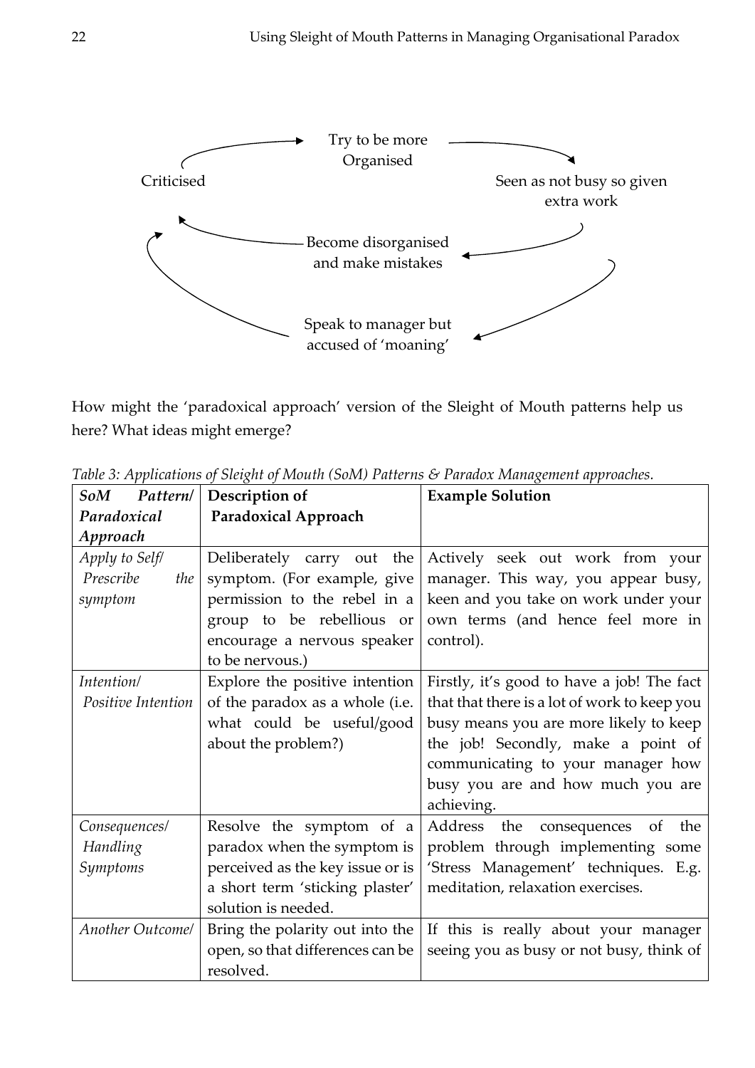Try to be more Organised

Seen as not busy so given extra work

Become disorganised and make mistakes

Speak to manager but accused of 'moaning'

Criticised

How might the 'paradoxical approach' version of the Sleight of Mouth patterns help us here? What ideas might emerge?

*Table 3: Applications of Sleight of Mouth (SoM) Patterns & Paradox Management approaches.*

| ***SoM Pattern/ Paradoxical Approach*** | **Description of Paradoxical Approach** | **Example Solution** |
|---|---|---|
| *Apply to Self/ Prescribe the symptom* | Deliberately carry out the symptom. (For example, give permission to the rebel in a group to be rebellious or encourage a nervous speaker to be nervous.) | Actively seek out work from your manager. This way, you appear busy, keen and you take on work under your own terms (and hence feel more in control). |
| *Intention/ Positive Intention* | Explore the positive intention of the paradox as a whole (i.e. what could be useful/good about the problem?) | Firstly, it's good to have a job! The fact that that there is a lot of work to keep you busy means you are more likely to keep the job! Secondly, make a point of communicating to your manager how busy you are and how much you are achieving. |
| *Consequences/ Handling Symptoms* | Resolve the symptom of a paradox when the symptom is perceived as the key issue or is a short term 'sticking plaster' solution is needed. | Address the consequences of the problem through implementing some 'Stress Management' techniques. E.g. meditation, relaxation exercises. |
| *Another Outcome/* | Bring the polarity out into the open, so that differences can be resolved. | If this is really about your manager seeing you as busy or not busy, think of |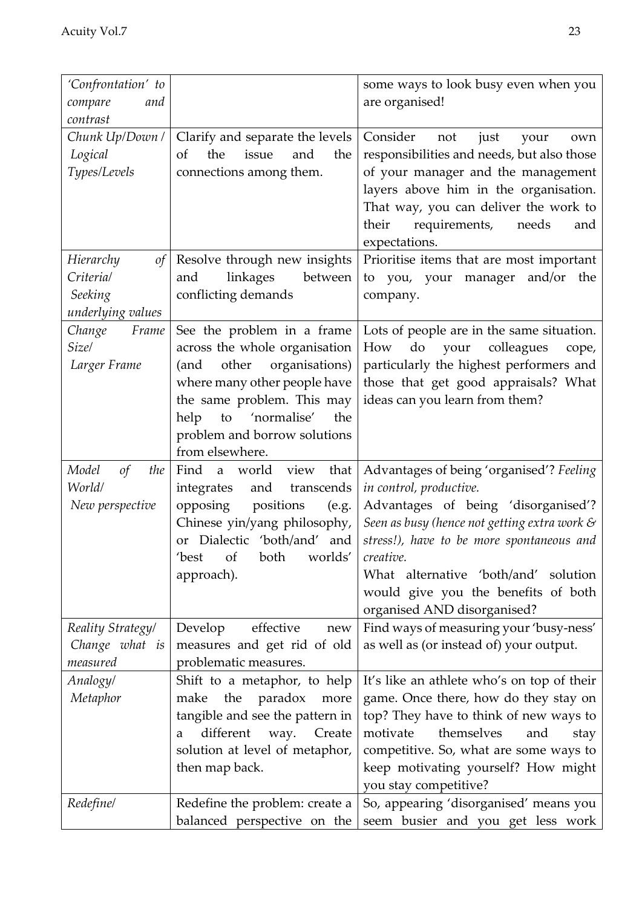| | | |
|---|---|---|
| *'Confrontation' to compare and contrast* | | some ways to look busy even when you are organised! |
| *Chunk Up/Down / Logical Types/Levels* | Clarify and separate the levels of the issue and the connections among them. | Consider not just your own responsibilities and needs, but also those of your manager and the management layers above him in the organisation. That way, you can deliver the work to their requirements, needs and expectations. |
| *Hierarchy of Criteria/ Seeking underlying values* | Resolve through new insights and linkages between conflicting demands | Prioritise items that are most important to you, your manager and/or the company. |
| *Change Frame Size/ Larger Frame* | See the problem in a frame across the whole organisation (and other organisations) where many other people have the same problem. This may help to 'normalise' the problem and borrow solutions from elsewhere. | Lots of people are in the same situation. How do your colleagues cope, particularly the highest performers and those that get good appraisals? What ideas can you learn from them? |
| *Model of the World/ New perspective* | Find a world view that integrates and transcends opposing positions (e.g. Chinese yin/yang philosophy, or Dialectic 'both/and' and 'best of both worlds' approach). | Advantages of being 'organised'? *Feeling in control, productive.* Advantages of being 'disorganised'? *Seen as busy (hence not getting extra work & stress!), have to be more spontaneous and creative.* What alternative 'both/and' solution would give you the benefits of both organised AND disorganised? |
| *Reality Strategy/ Change what is measured* | Develop effective new measures and get rid of old problematic measures. | Find ways of measuring your 'busy-ness' as well as (or instead of) your output. |
| *Analogy/ Metaphor* | Shift to a metaphor, to help make the paradox more tangible and see the pattern in a different way. Create solution at level of metaphor, then map back. | It's like an athlete who's on top of their game. Once there, how do they stay on top? They have to think of new ways to motivate themselves and stay competitive. So, what are some ways to keep motivating yourself? How might you stay competitive? |
| *Redefine/* | Redefine the problem: create a balanced perspective on the | So, appearing 'disorganised' means you seem busier and you get less work |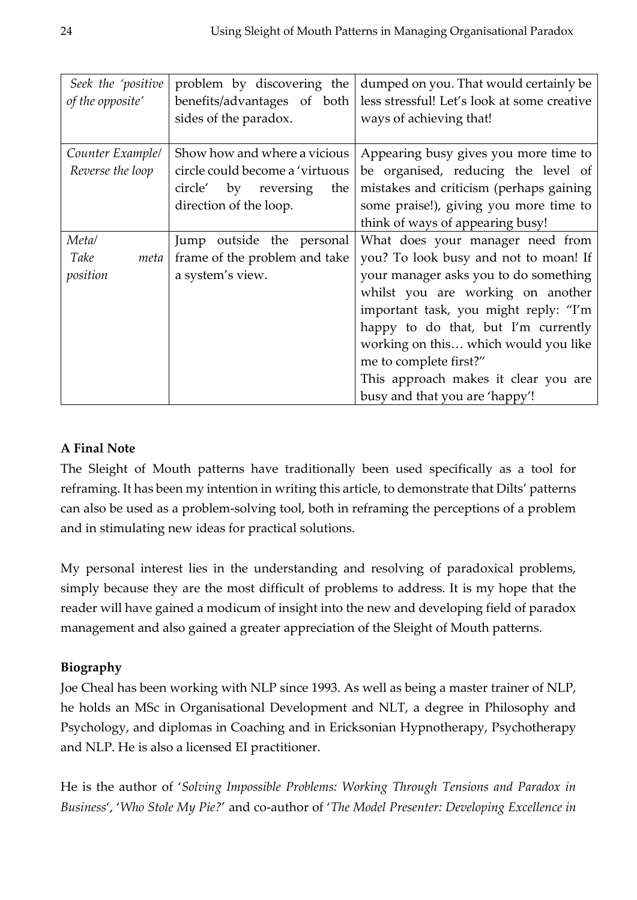| | | |
|---|---|---|
| *Seek the 'positive of the opposite'* | problem by discovering the benefits/advantages of both sides of the paradox. | dumped on you. That would certainly be less stressful! Let's look at some creative ways of achieving that! |
| *Counter Example/ Reverse the loop* | Show how and where a vicious circle could become a 'virtuous circle' by reversing the direction of the loop. | Appearing busy gives you more time to be organised, reducing the level of mistakes and criticism (perhaps gaining some praise!), giving you more time to think of ways of appearing busy! |
| *Meta/ Take meta position* | Jump outside the personal frame of the problem and take a system's view. | What does your manager need from you? To look busy and not to moan! If your manager asks you to do something whilst you are working on another important task, you might reply: "I'm happy to do that, but I'm currently working on this… which would you like me to complete first?" This approach makes it clear you are busy and that you are 'happy'! |

**A Final Note**

The Sleight of Mouth patterns have traditionally been used specifically as a tool for reframing. It has been my intention in writing this article, to demonstrate that Dilts' patterns can also be used as a problem-solving tool, both in reframing the perceptions of a problem and in stimulating new ideas for practical solutions.

My personal interest lies in the understanding and resolving of paradoxical problems, simply because they are the most difficult of problems to address. It is my hope that the reader will have gained a modicum of insight into the new and developing field of paradox management and also gained a greater appreciation of the Sleight of Mouth patterns.

**Biography**

Joe Cheal has been working with NLP since 1993. As well as being a master trainer of NLP, he holds an MSc in Organisational Development and NLT, a degree in Philosophy and Psychology, and diplomas in Coaching and in Ericksonian Hypnotherapy, Psychotherapy and NLP. He is also a licensed EI practitioner.

He is the author of '*Solving Impossible Problems: Working Through Tensions and Paradox in Business*', '*Who Stole My Pie?*' and co-author of '*The Model Presenter: Developing Excellence in*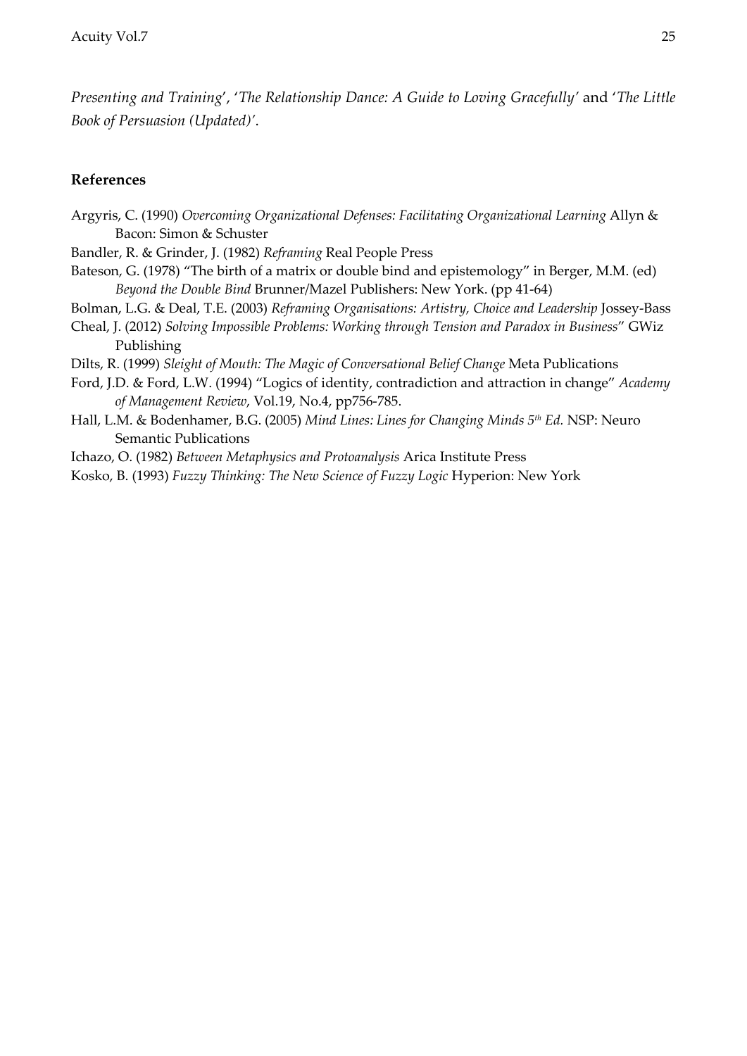*Presenting and Training*', '*The Relationship Dance: A Guide to Loving Gracefully*' and '*The Little Book of Persuasion (Updated)*'.

## References

Argyris, C. (1990) *Overcoming Organizational Defenses: Facilitating Organizational Learning* Allyn & Bacon: Simon & Schuster

Bandler, R. & Grinder, J. (1982) *Reframing* Real People Press

Bateson, G. (1978) "The birth of a matrix or double bind and epistemology" in Berger, M.M. (ed) *Beyond the Double Bind* Brunner/Mazel Publishers: New York. (pp 41-64)

Bolman, L.G. & Deal, T.E. (2003) *Reframing Organisations: Artistry, Choice and Leadership* Jossey-Bass

Cheal, J. (2012) *Solving Impossible Problems: Working through Tension and Paradox in Business*" GWiz Publishing

Dilts, R. (1999) *Sleight of Mouth: The Magic of Conversational Belief Change* Meta Publications

Ford, J.D. & Ford, L.W. (1994) "Logics of identity, contradiction and attraction in change" *Academy of Management Review*, Vol.19, No.4, pp756-785.

Hall, L.M. & Bodenhamer, B.G. (2005) *Mind Lines: Lines for Changing Minds 5th Ed.* NSP: Neuro Semantic Publications

Ichazo, O. (1982) *Between Metaphysics and Protoanalysis* Arica Institute Press

Kosko, B. (1993) *Fuzzy Thinking: The New Science of Fuzzy Logic* Hyperion: New York